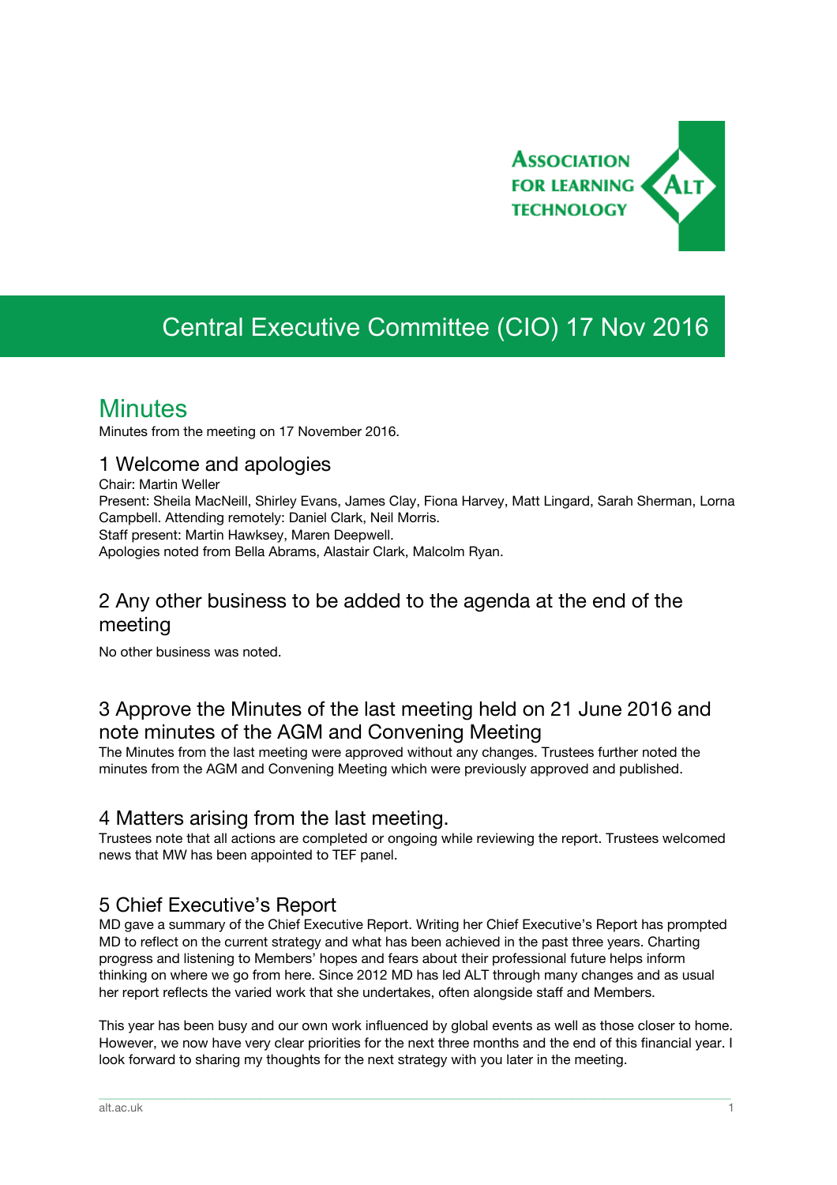# Central Executive Committee (CIO) 17 Nov 2016

## Minutes

Minutes from the meeting on 17 November 2016.

### 1 Welcome and apologies

Chair: Martin Weller
Present: Sheila MacNeill, Shirley Evans, James Clay, Fiona Harvey, Matt Lingard, Sarah Sherman, Lorna Campbell. Attending remotely: Daniel Clark, Neil Morris.
Staff present: Martin Hawksey, Maren Deepwell.
Apologies noted from Bella Abrams, Alastair Clark, Malcolm Ryan.

### 2 Any other business to be added to the agenda at the end of the meeting

No other business was noted.

### 3 Approve the Minutes of the last meeting held on 21 June 2016 and note minutes of the AGM and Convening Meeting

The Minutes from the last meeting were approved without any changes. Trustees further noted the minutes from the AGM and Convening Meeting which were previously approved and published.

### 4 Matters arising from the last meeting.

Trustees note that all actions are completed or ongoing while reviewing the report. Trustees welcomed news that MW has been appointed to TEF panel.

### 5 Chief Executive's Report

MD gave a summary of the Chief Executive Report. Writing her Chief Executive's Report has prompted MD to reflect on the current strategy and what has been achieved in the past three years. Charting progress and listening to Members' hopes and fears about their professional future helps inform thinking on where we go from here. Since 2012 MD has led ALT through many changes and as usual her report reflects the varied work that she undertakes, often alongside staff and Members.

This year has been busy and our own work influenced by global events as well as those closer to home. However, we now have very clear priorities for the next three months and the end of this financial year. I look forward to sharing my thoughts for the next strategy with you later in the meeting.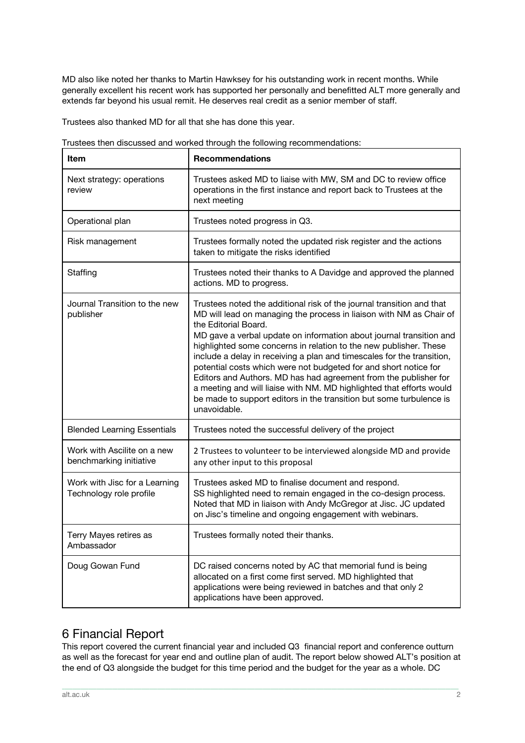MD also like noted her thanks to Martin Hawksey for his outstanding work in recent months. While generally excellent his recent work has supported her personally and benefitted ALT more generally and extends far beyond his usual remit. He deserves real credit as a senior member of staff.

Trustees also thanked MD for all that she has done this year.

Trustees then discussed and worked through the following recommendations:

| Item | Recommendations |
|---|---|
| Next strategy: operations review | Trustees asked MD to liaise with MW, SM and DC to review office operations in the first instance and report back to Trustees at the next meeting |
| Operational plan | Trustees noted progress in Q3. |
| Risk management | Trustees formally noted the updated risk register and the actions taken to mitigate the risks identified |
| Staffing | Trustees noted their thanks to A Davidge and approved the planned actions. MD to progress. |
| Journal Transition to the new publisher | Trustees noted the additional risk of the journal transition and that MD will lead on managing the process in liaison with NM as Chair of the Editorial Board.<br>MD gave a verbal update on information about journal transition and highlighted some concerns in relation to the new publisher. These include a delay in receiving a plan and timescales for the transition, potential costs which were not budgeted for and short notice for Editors and Authors. MD has had agreement from the publisher for a meeting and will liaise with NM. MD highlighted that efforts would be made to support editors in the transition but some turbulence is unavoidable. |
| Blended Learning Essentials | Trustees noted the successful delivery of the project |
| Work with Ascilite on a new benchmarking initiative | 2 Trustees to volunteer to be interviewed alongside MD and provide any other input to this proposal |
| Work with Jisc for a Learning Technology role profile | Trustees asked MD to finalise document and respond.<br>SS highlighted need to remain engaged in the co-design process. Noted that MD in liaison with Andy McGregor at Jisc. JC updated on Jisc's timeline and ongoing engagement with webinars. |
| Terry Mayes retires as Ambassador | Trustees formally noted their thanks. |
| Doug Gowan Fund | DC raised concerns noted by AC that memorial fund is being allocated on a first come first served. MD highlighted that applications were being reviewed in batches and that only 2 applications have been approved. |

## 6 Financial Report

This report covered the current financial year and included Q3 financial report and conference outturn as well as the forecast for year end and outline plan of audit. The report below showed ALT's position at the end of Q3 alongside the budget for this time period and the budget for the year as a whole. DC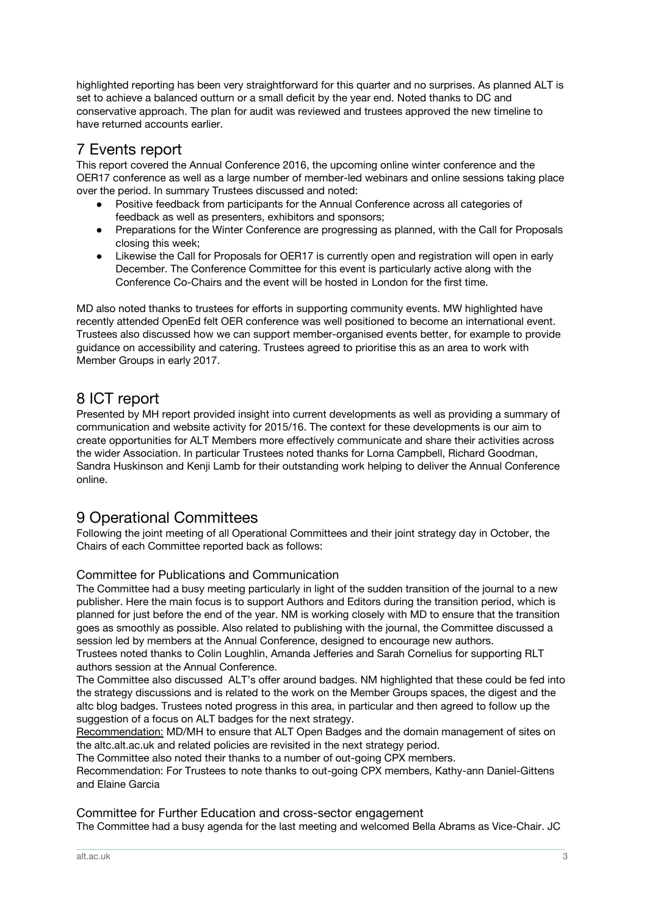highlighted reporting has been very straightforward for this quarter and no surprises. As planned ALT is set to achieve a balanced outturn or a small deficit by the year end. Noted thanks to DC and conservative approach. The plan for audit was reviewed and trustees approved the new timeline to have returned accounts earlier.

## 7 Events report

This report covered the Annual Conference 2016, the upcoming online winter conference and the OER17 conference as well as a large number of member-led webinars and online sessions taking place over the period. In summary Trustees discussed and noted:

- Positive feedback from participants for the Annual Conference across all categories of feedback as well as presenters, exhibitors and sponsors;
- Preparations for the Winter Conference are progressing as planned, with the Call for Proposals closing this week;
- Likewise the Call for Proposals for OER17 is currently open and registration will open in early December. The Conference Committee for this event is particularly active along with the Conference Co-Chairs and the event will be hosted in London for the first time.

MD also noted thanks to trustees for efforts in supporting community events. MW highlighted have recently attended OpenEd felt OER conference was well positioned to become an international event. Trustees also discussed how we can support member-organised events better, for example to provide guidance on accessibility and catering. Trustees agreed to prioritise this as an area to work with Member Groups in early 2017.

## 8 ICT report

Presented by MH report provided insight into current developments as well as providing a summary of communication and website activity for 2015/16. The context for these developments is our aim to create opportunities for ALT Members more effectively communicate and share their activities across the wider Association. In particular Trustees noted thanks for Lorna Campbell, Richard Goodman, Sandra Huskinson and Kenji Lamb for their outstanding work helping to deliver the Annual Conference online.

## 9 Operational Committees

Following the joint meeting of all Operational Committees and their joint strategy day in October, the Chairs of each Committee reported back as follows:

### Committee for Publications and Communication

The Committee had a busy meeting particularly in light of the sudden transition of the journal to a new publisher. Here the main focus is to support Authors and Editors during the transition period, which is planned for just before the end of the year. NM is working closely with MD to ensure that the transition goes as smoothly as possible. Also related to publishing with the journal, the Committee discussed a session led by members at the Annual Conference, designed to encourage new authors.
Trustees noted thanks to Colin Loughlin, Amanda Jefferies and Sarah Cornelius for supporting RLT authors session at the Annual Conference.
The Committee also discussed ALT's offer around badges. NM highlighted that these could be fed into the strategy discussions and is related to the work on the Member Groups spaces, the digest and the altc blog badges. Trustees noted progress in this area, in particular and then agreed to follow up the suggestion of a focus on ALT badges for the next strategy.
Recommendation: MD/MH to ensure that ALT Open Badges and the domain management of sites on the altc.alt.ac.uk and related policies are revisited in the next strategy period.
The Committee also noted their thanks to a number of out-going CPX members.
Recommendation: For Trustees to note thanks to out-going CPX members, Kathy-ann Daniel-Gittens and Elaine Garcia

### Committee for Further Education and cross-sector engagement

The Committee had a busy agenda for the last meeting and welcomed Bella Abrams as Vice-Chair. JC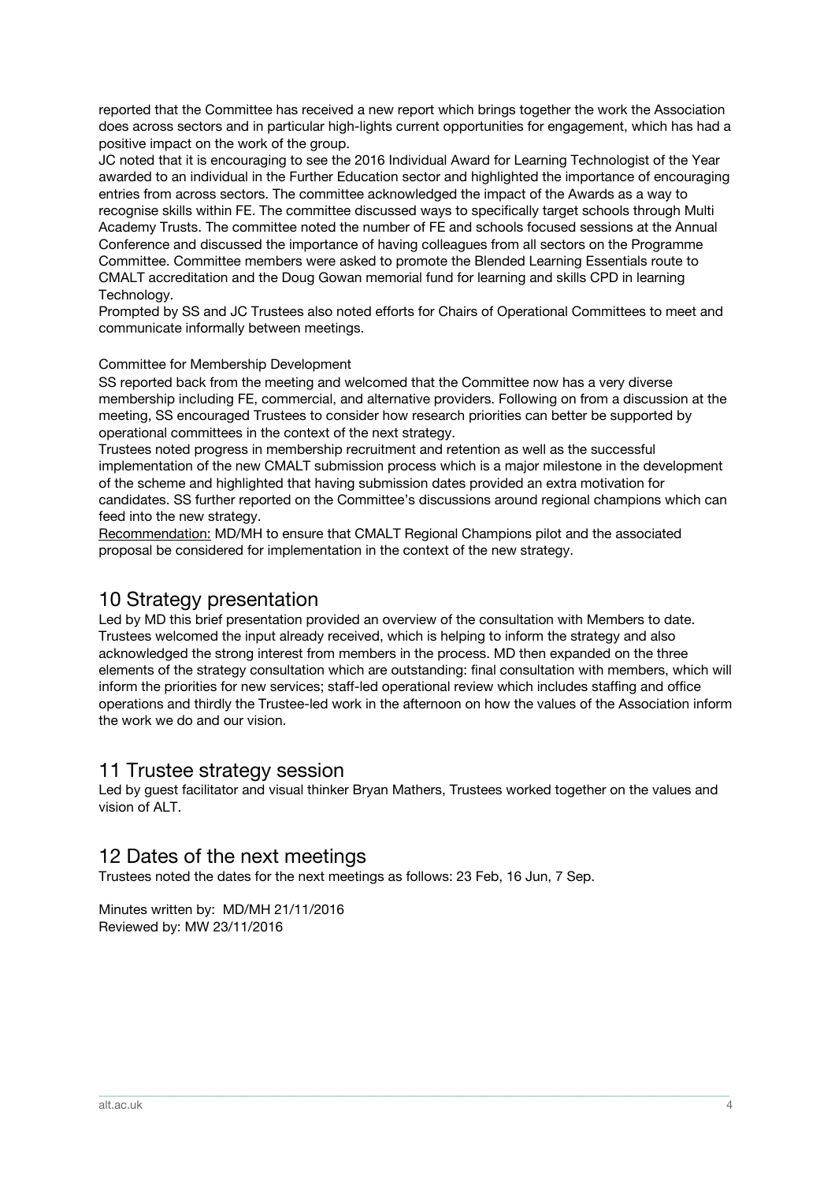reported that the Committee has received a new report which brings together the work the Association does across sectors and in particular high-lights current opportunities for engagement, which has had a positive impact on the work of the group.

JC noted that it is encouraging to see the 2016 Individual Award for Learning Technologist of the Year awarded to an individual in the Further Education sector and highlighted the importance of encouraging entries from across sectors. The committee acknowledged the impact of the Awards as a way to recognise skills within FE. The committee discussed ways to specifically target schools through Multi Academy Trusts. The committee noted the number of FE and schools focused sessions at the Annual Conference and discussed the importance of having colleagues from all sectors on the Programme Committee. Committee members were asked to promote the Blended Learning Essentials route to CMALT accreditation and the Doug Gowan memorial fund for learning and skills CPD in learning Technology.

Prompted by SS and JC Trustees also noted efforts for Chairs of Operational Committees to meet and communicate informally between meetings.

Committee for Membership Development

SS reported back from the meeting and welcomed that the Committee now has a very diverse membership including FE, commercial, and alternative providers. Following on from a discussion at the meeting, SS encouraged Trustees to consider how research priorities can better be supported by operational committees in the context of the next strategy.

Trustees noted progress in membership recruitment and retention as well as the successful implementation of the new CMALT submission process which is a major milestone in the development of the scheme and highlighted that having submission dates provided an extra motivation for candidates. SS further reported on the Committee's discussions around regional champions which can feed into the new strategy.

Recommendation: MD/MH to ensure that CMALT Regional Champions pilot and the associated proposal be considered for implementation in the context of the new strategy.

## 10 Strategy presentation

Led by MD this brief presentation provided an overview of the consultation with Members to date. Trustees welcomed the input already received, which is helping to inform the strategy and also acknowledged the strong interest from members in the process. MD then expanded on the three elements of the strategy consultation which are outstanding: final consultation with members, which will inform the priorities for new services; staff-led operational review which includes staffing and office operations and thirdly the Trustee-led work in the afternoon on how the values of the Association inform the work we do and our vision.

## 11 Trustee strategy session

Led by guest facilitator and visual thinker Bryan Mathers, Trustees worked together on the values and vision of ALT.

## 12 Dates of the next meetings

Trustees noted the dates for the next meetings as follows: 23 Feb, 16 Jun, 7 Sep.

Minutes written by: MD/MH 21/11/2016
Reviewed by: MW 23/11/2016